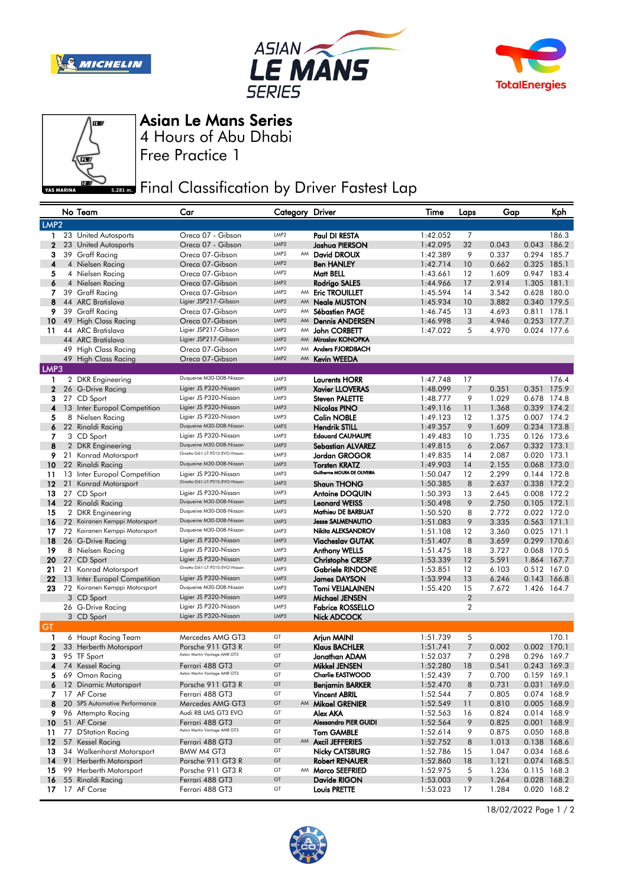# Asian Le Mans Series

## 4 Hours of Abu Dhabi

## Free Practice 1

YAS MARINA 5.281 m.

## Final Classification by Driver Fastest Lap

| | No | Team | Car | Category | | Driver | Time | Laps | Gap | | Kph |
|---|---|---|---|---|---|---|---|---|---|---|---|
| **LMP2** | | | | | | | | | | | |
| 1 | 23 | United Autosports | Oreca 07 - Gibson | LMP2 | | Paul DI RESTA | 1:42.052 | 7 | | | 186.3 |
| 2 | 23 | United Autosports | Oreca 07 - Gibson | LMP2 | | Joshua PIERSON | 1:42.095 | 32 | 0.043 | 0.043 | 186.2 |
| 3 | 39 | Graff Racing | Oreca 07-Gibson | LMP2 | AM | David DROUX | 1:42.389 | 9 | 0.337 | 0.294 | 185.7 |
| 4 | 4 | Nielsen Racing | Oreca 07-Gibson | LMP2 | | Ben HANLEY | 1:42.714 | 10 | 0.662 | 0.325 | 185.1 |
| 5 | 4 | Nielsen Racing | Oreca 07-Gibson | LMP2 | | Matt BELL | 1:43.661 | 12 | 1.609 | 0.947 | 183.4 |
| 6 | 4 | Nielsen Racing | Oreca 07-Gibson | LMP2 | | Rodrigo SALES | 1:44.966 | 17 | 2.914 | 1.305 | 181.1 |
| 7 | 39 | Graff Racing | Oreca 07-Gibson | LMP2 | AM | Eric TROUILLET | 1:45.594 | 14 | 3.542 | 0.628 | 180.0 |
| 8 | 44 | ARC Bratislava | Ligier JSP217-Gibson | LMP2 | AM | Neale MUSTON | 1:45.934 | 10 | 3.882 | 0.340 | 179.5 |
| 9 | 39 | Graff Racing | Oreca 07-Gibson | LMP2 | AM | Sébastien PAGE | 1:46.745 | 13 | 4.693 | 0.811 | 178.1 |
| 10 | 49 | High Class Racing | Oreca 07-Gibson | LMP2 | AM | Dennis ANDERSEN | 1:46.998 | 3 | 4.946 | 0.253 | 177.7 |
| 11 | 44 | ARC Bratislava | Ligier JSP217-Gibson | LMP2 | AM | John CORBETT | 1:47.022 | 5 | 4.970 | 0.024 | 177.6 |
| | 44 | ARC Bratislava | Ligier JSP217-Gibson | LMP2 | AM | Miroslav KONOPKA | | | | | |
| | 49 | High Class Racing | Oreca 07-Gibson | LMP2 | AM | Anders FJORDBACH | | | | | |
| | 49 | High Class Racing | Oreca 07-Gibson | LMP2 | AM | Kevin WEEDA | | | | | |
| **LMP3** | | | | | | | | | | | |
| 1 | 2 | DKR Engineering | Duqueine M30-D08-Nissan | LMP3 | | Laurents HORR | 1:47.748 | 17 | | | 176.4 |
| 2 | 26 | G-Drive Racing | Ligier JS P320-Nissan | LMP3 | | Xavier LLOVERAS | 1:48.099 | 7 | 0.351 | 0.351 | 175.9 |
| 3 | 27 | CD Sport | Ligier JS P320-Nissan | LMP3 | | Steven PALETTE | 1:48.777 | 9 | 1.029 | 0.678 | 174.8 |
| 4 | 13 | Inter Europol Competition | Ligier JS P320-Nissan | LMP3 | | Nicolas PINO | 1:49.116 | 11 | 1.368 | 0.339 | 174.2 |
| 5 | 8 | Nielsen Racing | Ligier JS P320-Nissan | LMP3 | | Colin NOBLE | 1:49.123 | 12 | 1.375 | 0.007 | 174.2 |
| 6 | 22 | Rinaldi Racing | Duqueine M30-D08-Nissan | LMP3 | | Hendrik STILL | 1:49.357 | 9 | 1.609 | 0.234 | 173.8 |
| 7 | 3 | CD Sport | Ligier JS P320-Nissan | LMP3 | | Edouard CAUHAUPE | 1:49.483 | 10 | 1.735 | 0.126 | 173.6 |
| 8 | 2 | DKR Engineering | Duqueine M30-D08-Nissan | LMP3 | | Sebastian ALVAREZ | 1:49.815 | 6 | 2.067 | 0.332 | 173.1 |
| 9 | 21 | Konrad Motorsport | Ginetta G61-LT-P315-EVO-Nissan | LMP3 | | Jordan GROGOR | 1:49.835 | 14 | 2.087 | 0.020 | 173.1 |
| 10 | 22 | Rinaldi Racing | Duqueine M30-D08-Nissan | LMP3 | | Torsten KRATZ | 1:49.903 | 14 | 2.155 | 0.068 | 173.0 |
| 11 | 13 | Inter Europol Competition | Ligier JS P320-Nissan | LMP3 | | Guilherme MOURA DE OLIVEIRA | 1:50.047 | 12 | 2.299 | 0.144 | 172.8 |
| 12 | 21 | Konrad Motorsport | Ginetta G61-LT-P315-EVO-Nissan | LMP3 | | Shaun THONG | 1:50.385 | 8 | 2.637 | 0.338 | 172.2 |
| 13 | 27 | CD Sport | Ligier JS P320-Nissan | LMP3 | | Antoine DOQUIN | 1:50.393 | 13 | 2.645 | 0.008 | 172.2 |
| 14 | 22 | Rinaldi Racing | Duqueine M30-D08-Nissan | LMP3 | | Leonard WEISS | 1:50.498 | 9 | 2.750 | 0.105 | 172.1 |
| 15 | 2 | DKR Engineering | Duqueine M30-D08-Nissan | LMP3 | | Mathieu DE BARBUAT | 1:50.520 | 8 | 2.772 | 0.022 | 172.0 |
| 16 | 72 | Koiranen Kemppi Motorsport | Duqueine M30-D08-Nissan | LMP3 | | Jesse SALMENAUTIO | 1:51.083 | 9 | 3.335 | 0.563 | 171.1 |
| 17 | 72 | Koiranen Kemppi Motorsport | Duqueine M30-D08-Nissan | LMP3 | | Nikita ALEKSANDROV | 1:51.108 | 12 | 3.360 | 0.025 | 171.1 |
| 18 | 26 | G-Drive Racing | Ligier JS P320-Nissan | LMP3 | | Viacheslav GUTAK | 1:51.407 | 8 | 3.659 | 0.299 | 170.6 |
| 19 | 8 | Nielsen Racing | Ligier JS P320-Nissan | LMP3 | | Anthony WELLS | 1:51.475 | 18 | 3.727 | 0.068 | 170.5 |
| 20 | 27 | CD Sport | Ligier JS P320-Nissan | LMP3 | | Christophe CRESP | 1:53.339 | 12 | 5.591 | 1.864 | 167.7 |
| 21 | 21 | Konrad Motorsport | Ginetta G61-LT-P315-EVO-Nissan | LMP3 | | Gabriele RINDONE | 1:53.851 | 12 | 6.103 | 0.512 | 167.0 |
| 22 | 13 | Inter Europol Competition | Ligier JS P320-Nissan | LMP3 | | James DAYSON | 1:53.994 | 13 | 6.246 | 0.143 | 166.8 |
| 23 | 72 | Koiranen Kemppi Motorsport | Duqueine M30-D08-Nissan | LMP3 | | Tomi VEIJALAINEN | 1:55.420 | 15 | 7.672 | 1.426 | 164.7 |
| | 3 | CD Sport | Ligier JS P320-Nissan | LMP3 | | Michael JENSEN | | 2 | | | |
| | 26 | G-Drive Racing | Ligier JS P320-Nissan | LMP3 | | Fabrice ROSSELLO | | 2 | | | |
| | 3 | CD Sport | Ligier JS P320-Nissan | LMP3 | | Nick ADCOCK | | | | | |
| **GT** | | | | | | | | | | | |
| 1 | 6 | Haupt Racing Team | Mercedes AMG GT3 | GT | | Arjun MAINI | 1:51.739 | 5 | | | 170.1 |
| 2 | 33 | Herberth Motorsport | Porsche 911 GT3 R | GT | | Klaus BACHLER | 1:51.741 | 7 | 0.002 | 0.002 | 170.1 |
| 3 | 95 | TF Sport | Aston Martin Vantage AMR GT3 | GT | | Jonathan ADAM | 1:52.037 | 7 | 0.298 | 0.296 | 169.7 |
| 4 | 74 | Kessel Racing | Ferrari 488 GT3 | GT | | Mikkel JENSEN | 1:52.280 | 18 | 0.541 | 0.243 | 169.3 |
| 5 | 69 | Oman Racing | Aston Martin Vantage AMR GT3 | GT | | Charlie EASTWOOD | 1:52.439 | 7 | 0.700 | 0.159 | 169.1 |
| 6 | 12 | Dinamic Motorsport | Porsche 911 GT3 R | GT | | Benjamin BARKER | 1:52.470 | 8 | 0.731 | 0.031 | 169.0 |
| 7 | 17 | AF Corse | Ferrari 488 GT3 | GT | | Vincent ABRIL | 1:52.544 | 7 | 0.805 | 0.074 | 168.9 |
| 8 | 20 | SPS Automotive Performance | Mercedes AMG GT3 | GT | AM | Mikael GRENIER | 1:52.549 | 11 | 0.810 | 0.005 | 168.9 |
| 9 | 96 | Attempto Racing | Audi R8 LMS GT3 EVO | GT | | Alex AKA | 1:52.563 | 16 | 0.824 | 0.014 | 168.9 |
| 10 | 51 | AF Corse | Ferrari 488 GT3 | GT | | Alessandro PIER GUIDI | 1:52.564 | 9 | 0.825 | 0.001 | 168.9 |
| 11 | 77 | D'Station Racing | Aston Martin Vantage AMR GT3 | GT | | Tom GAMBLE | 1:52.614 | 9 | 0.875 | 0.050 | 168.8 |
| 12 | 57 | Kessel Racing | Ferrari 488 GT3 | GT | AM | Axcil JEFFERIES | 1:52.752 | 8 | 1.013 | 0.138 | 168.6 |
| 13 | 34 | Walkenhorst Motorsport | BMW M4 GT3 | GT | | Nicky CATSBURG | 1:52.786 | 15 | 1.047 | 0.034 | 168.6 |
| 14 | 91 | Herberth Motorsport | Porsche 911 GT3 R | GT | | Robert RENAUER | 1:52.860 | 18 | 1.121 | 0.074 | 168.5 |
| 15 | 99 | Herberth Motorsport | Porsche 911 GT3 R | GT | AM | Marco SEEFRIED | 1:52.975 | 5 | 1.236 | 0.115 | 168.3 |
| 16 | 55 | Rinaldi Racing | Ferrari 488 GT3 | GT | | Davide RIGON | 1:53.003 | 9 | 1.264 | 0.028 | 168.2 |
| 17 | 17 | AF Corse | Ferrari 488 GT3 | GT | | Louis PRETTE | 1:53.023 | 17 | 1.284 | 0.020 | 168.2 |

18/02/2022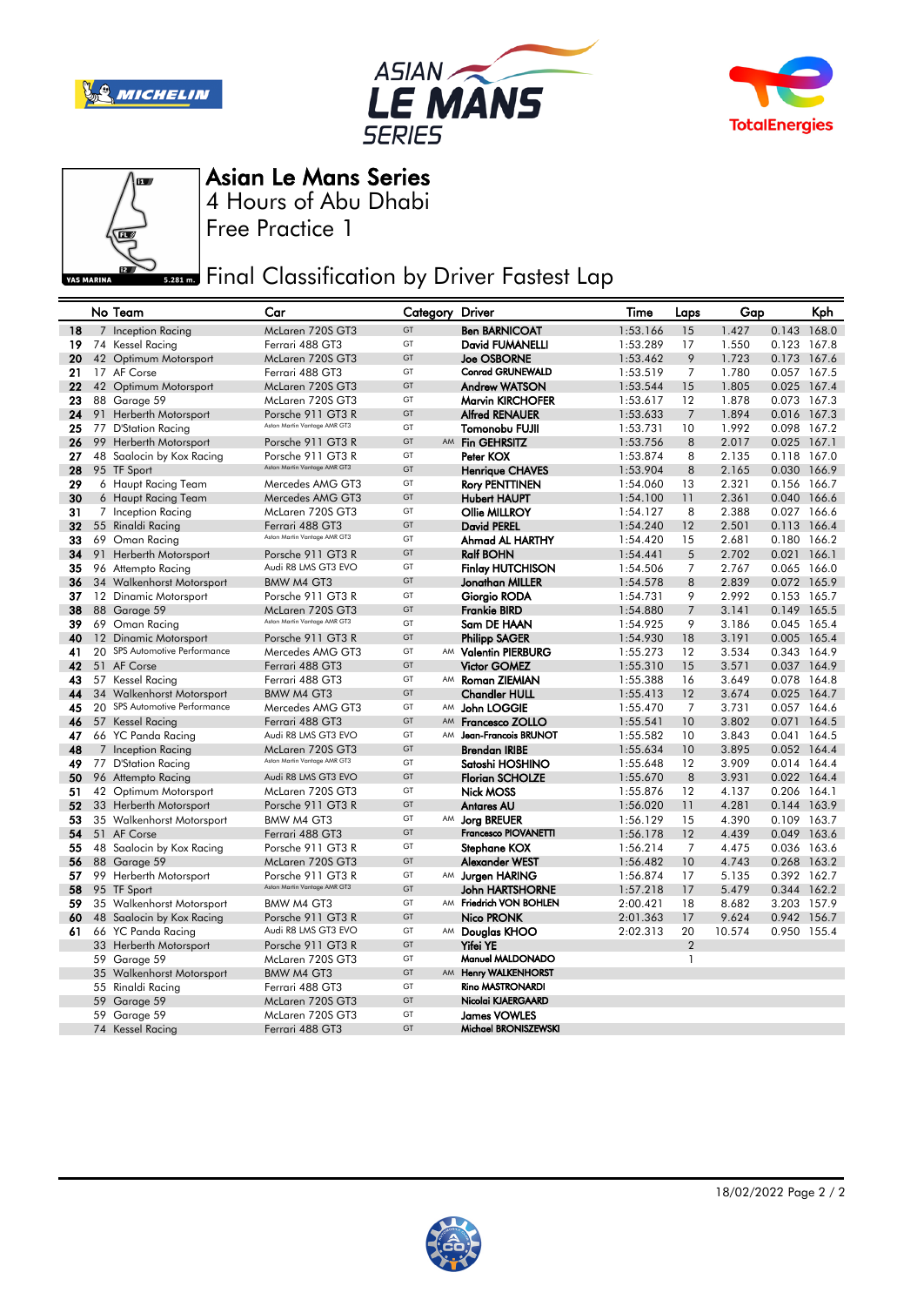# Asian Le Mans Series

4 Hours of Abu Dhabi

Free Practice 1

## Final Classification by Driver Fastest Lap

| | No | Team | Car | Category | | Driver | Time | Laps | Gap | | Kph |
|---|---|---|---|---|---|---|---|---|---|---|---|
| 18 | 7 | Inception Racing | McLaren 720S GT3 | GT | | Ben BARNICOAT | 1:53.166 | 15 | 1.427 | 0.143 | 168.0 |
| 19 | 74 | Kessel Racing | Ferrari 488 GT3 | GT | | David FUMANELLI | 1:53.289 | 17 | 1.550 | 0.123 | 167.8 |
| 20 | 42 | Optimum Motorsport | McLaren 720S GT3 | GT | | Joe OSBORNE | 1:53.462 | 9 | 1.723 | 0.173 | 167.6 |
| 21 | 17 | AF Corse | Ferrari 488 GT3 | GT | | Conrad GRUNEWALD | 1:53.519 | 7 | 1.780 | 0.057 | 167.5 |
| 22 | 42 | Optimum Motorsport | McLaren 720S GT3 | GT | | Andrew WATSON | 1:53.544 | 15 | 1.805 | 0.025 | 167.4 |
| 23 | 88 | Garage 59 | McLaren 720S GT3 | GT | | Marvin KIRCHOFER | 1:53.617 | 12 | 1.878 | 0.073 | 167.3 |
| 24 | 91 | Herberth Motorsport | Porsche 911 GT3 R | GT | | Alfred RENAUER | 1:53.633 | 7 | 1.894 | 0.016 | 167.3 |
| 25 | 77 | D'Station Racing | Aston Martin Vantage AMR GT3 | GT | | Tomonobu FUJII | 1:53.731 | 10 | 1.992 | 0.098 | 167.2 |
| 26 | 99 | Herberth Motorsport | Porsche 911 GT3 R | GT | AM | Fin GEHRSITZ | 1:53.756 | 8 | 2.017 | 0.025 | 167.1 |
| 27 | 48 | Saalocin by Kox Racing | Porsche 911 GT3 R | GT | | Peter KOX | 1:53.874 | 8 | 2.135 | 0.118 | 167.0 |
| 28 | 95 | TF Sport | Aston Martin Vantage AMR GT3 | GT | | Henrique CHAVES | 1:53.904 | 8 | 2.165 | 0.030 | 166.9 |
| 29 | 6 | Haupt Racing Team | Mercedes AMG GT3 | GT | | Rory PENTTINEN | 1:54.060 | 13 | 2.321 | 0.156 | 166.7 |
| 30 | 6 | Haupt Racing Team | Mercedes AMG GT3 | GT | | Hubert HAUPT | 1:54.100 | 11 | 2.361 | 0.040 | 166.6 |
| 31 | 7 | Inception Racing | McLaren 720S GT3 | GT | | Ollie MILLROY | 1:54.127 | 8 | 2.388 | 0.027 | 166.6 |
| 32 | 55 | Rinaldi Racing | Ferrari 488 GT3 | GT | | David PEREL | 1:54.240 | 12 | 2.501 | 0.113 | 166.4 |
| 33 | 69 | Oman Racing | Aston Martin Vantage AMR GT3 | GT | | Ahmad AL HARTHY | 1:54.420 | 15 | 2.681 | 0.180 | 166.2 |
| 34 | 91 | Herberth Motorsport | Porsche 911 GT3 R | GT | | Ralf BOHN | 1:54.441 | 5 | 2.702 | 0.021 | 166.1 |
| 35 | 96 | Attempto Racing | Audi R8 LMS GT3 EVO | GT | | Finlay HUTCHISON | 1:54.506 | 7 | 2.767 | 0.065 | 166.0 |
| 36 | 34 | Walkenhorst Motorsport | BMW M4 GT3 | GT | | Jonathan MILLER | 1:54.578 | 8 | 2.839 | 0.072 | 165.9 |
| 37 | 12 | Dinamic Motorsport | Porsche 911 GT3 R | GT | | Giorgio RODA | 1:54.731 | 9 | 2.992 | 0.153 | 165.7 |
| 38 | 88 | Garage 59 | McLaren 720S GT3 | GT | | Frankie BIRD | 1:54.880 | 7 | 3.141 | 0.149 | 165.5 |
| 39 | 69 | Oman Racing | Aston Martin Vantage AMR GT3 | GT | | Sam DE HAAN | 1:54.925 | 9 | 3.186 | 0.045 | 165.4 |
| 40 | 12 | Dinamic Motorsport | Porsche 911 GT3 R | GT | | Philipp SAGER | 1:54.930 | 18 | 3.191 | 0.005 | 165.4 |
| 41 | 20 | SPS Automotive Performance | Mercedes AMG GT3 | GT | AM | Valentin PIERBURG | 1:55.273 | 12 | 3.534 | 0.343 | 164.9 |
| 42 | 51 | AF Corse | Ferrari 488 GT3 | GT | | Victor GOMEZ | 1:55.310 | 15 | 3.571 | 0.037 | 164.9 |
| 43 | 57 | Kessel Racing | Ferrari 488 GT3 | GT | AM | Roman ZIEMIAN | 1:55.388 | 16 | 3.649 | 0.078 | 164.8 |
| 44 | 34 | Walkenhorst Motorsport | BMW M4 GT3 | GT | | Chandler HULL | 1:55.413 | 12 | 3.674 | 0.025 | 164.7 |
| 45 | 20 | SPS Automotive Performance | Mercedes AMG GT3 | GT | AM | John LOGGIE | 1:55.470 | 7 | 3.731 | 0.057 | 164.6 |
| 46 | 57 | Kessel Racing | Ferrari 488 GT3 | GT | AM | Francesco ZOLLO | 1:55.541 | 10 | 3.802 | 0.071 | 164.5 |
| 47 | 66 | YC Panda Racing | Audi R8 LMS GT3 EVO | GT | AM | Jean-Francois BRUNOT | 1:55.582 | 10 | 3.843 | 0.041 | 164.5 |
| 48 | 7 | Inception Racing | McLaren 720S GT3 | GT | | Brendan IRIBE | 1:55.634 | 10 | 3.895 | 0.052 | 164.4 |
| 49 | 77 | D'Station Racing | Aston Martin Vantage AMR GT3 | GT | | Satoshi HOSHINO | 1:55.648 | 12 | 3.909 | 0.014 | 164.4 |
| 50 | 96 | Attempto Racing | Audi R8 LMS GT3 EVO | GT | | Florian SCHOLZE | 1:55.670 | 8 | 3.931 | 0.022 | 164.4 |
| 51 | 42 | Optimum Motorsport | McLaren 720S GT3 | GT | | Nick MOSS | 1:55.876 | 12 | 4.137 | 0.206 | 164.1 |
| 52 | 33 | Herberth Motorsport | Porsche 911 GT3 R | GT | | Antares AU | 1:56.020 | 11 | 4.281 | 0.144 | 163.9 |
| 53 | 35 | Walkenhorst Motorsport | BMW M4 GT3 | GT | AM | Jorg BREUER | 1:56.129 | 15 | 4.390 | 0.109 | 163.7 |
| 54 | 51 | AF Corse | Ferrari 488 GT3 | GT | | Francesco PIOVANETTI | 1:56.178 | 12 | 4.439 | 0.049 | 163.6 |
| 55 | 48 | Saalocin by Kox Racing | Porsche 911 GT3 R | GT | | Stephane KOX | 1:56.214 | 7 | 4.475 | 0.036 | 163.6 |
| 56 | 88 | Garage 59 | McLaren 720S GT3 | GT | | Alexander WEST | 1:56.482 | 10 | 4.743 | 0.268 | 163.2 |
| 57 | 99 | Herberth Motorsport | Porsche 911 GT3 R | GT | AM | Jurgen HARING | 1:56.874 | 17 | 5.135 | 0.392 | 162.7 |
| 58 | 95 | TF Sport | Aston Martin Vantage AMR GT3 | GT | | John HARTSHORNE | 1:57.218 | 17 | 5.479 | 0.344 | 162.2 |
| 59 | 35 | Walkenhorst Motorsport | BMW M4 GT3 | GT | AM | Friedrich VON BOHLEN | 2:00.421 | 18 | 8.682 | 3.203 | 157.9 |
| 60 | 48 | Saalocin by Kox Racing | Porsche 911 GT3 R | GT | | Nico PRONK | 2:01.363 | 17 | 9.624 | 0.942 | 156.7 |
| 61 | 66 | YC Panda Racing | Audi R8 LMS GT3 EVO | GT | AM | Douglas KHOO | 2:02.313 | 20 | 10.574 | 0.950 | 155.4 |
| | 33 | Herberth Motorsport | Porsche 911 GT3 R | GT | | Yifei YE | | 2 | | | |
| | 59 | Garage 59 | McLaren 720S GT3 | GT | | Manuel MALDONADO | | 1 | | | |
| | 35 | Walkenhorst Motorsport | BMW M4 GT3 | GT | AM | Henry WALKENHORST | | | | | |
| | 55 | Rinaldi Racing | Ferrari 488 GT3 | GT | | Rino MASTRONARDI | | | | | |
| | 59 | Garage 59 | McLaren 720S GT3 | GT | | Nicolai KJAERGAARD | | | | | |
| | 59 | Garage 59 | McLaren 720S GT3 | GT | | James VOWLES | | | | | |
| | 74 | Kessel Racing | Ferrari 488 GT3 | GT | | Michael BRONISZEWSKI | | | | | |

18/02/2022